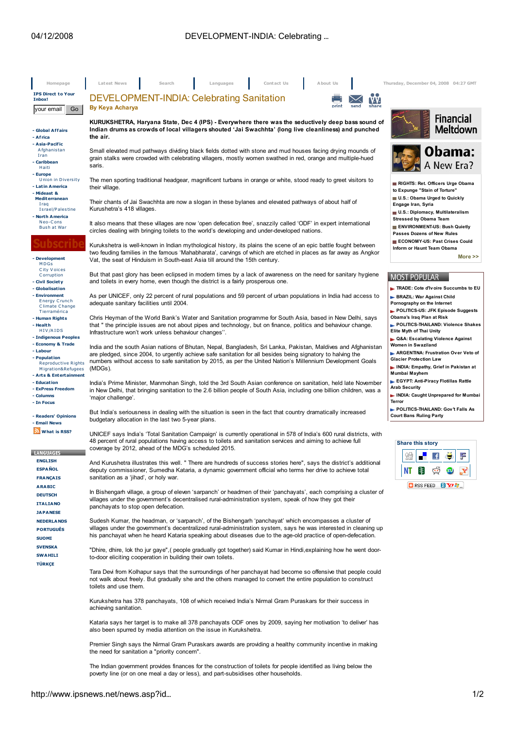# DEVELOPMENT-INDIA: Celebrating Sanitation

**By Keya Acharya**

**KURUKSHETRA, Haryana State, Dec 4 (IPS) - Everywhere there was the seductively deep bass sound of Indian drums as crowds of local villagers shouted 'Jai Swachhta' (long live cleanliness) and punched the air.**

Small elevated mud pathways dividing black fields dotted with stone and mud houses facing drying mounds of grain stalks were crowded with celebrating villagers, mostly women swathed in red, orange and multiple-hued saris.

The men sporting traditional headgear, magnificent turbans in orange or white, stood ready to greet visitors to their village.

Their chants of Jai Swachhta are now a slogan in these bylanes and elevated pathways of about half of Kurushetra's 418 villages.

It also means that these villages are now 'open defecation free', snazzily called 'ODF' in expert international circles dealing with bringing toilets to the world's developing and under-developed nations.

Kurukshetra is well-known in Indian mythological history, its plains the scene of an epic battle fought between two feuding families in the famous 'Mahabharata', carvings of which are etched in places as far away as Angkor Vat, the seat of Hinduism in South-east Asia till around the 15th century.

But that past glory has been eclipsed in modern times by a lack of awareness on the need for sanitary hygiene and toilets in every home, even though the district is a fairly prosperous one.

As per UNICEF, only 22 percent of rural populations and 59 percent of urban populations in India had access to adequate sanitary facilities until 2004.

Chris Heyman of the World Bank's Water and Sanitation programme for South Asia, based in New Delhi, says that " the principle issues are not about pipes and technology, but on finance, politics and behaviour change. Infrastructure won't work unless behaviour changes''.

India and the south Asian nations of Bhutan, Nepal, Bangladesh, Sri Lanka, Pakistan, Maldives and Afghanistan are pledged, since 2004, to urgently achieve safe sanitation for all besides being signatory to halving the numbers without access to safe sanitation by 2015, as per the United Nation's Millennium Development Goals (MDGs).

India's Prime Minister, Manmohan Singh, told the 3rd South Asian conference on sanitation, held late November in New Delhi, that bringing sanitation to the 2.6 billion people of South Asia, including one billion children, was a 'major challenge'.

But India's seriousness in dealing with the situation is seen in the fact that country dramatically increased budgetary allocation in the last two 5-year plans.

UNICEF says India's 'Total Sanitation Campaign' is currently operational in 578 of India's 600 rural districts, with 48 percent of rural populations having access to toilets and sanitation services and aiming to achieve full coverage by 2012, ahead of the MDG's scheduled 2015.

And Kurushetra illustrates this well. " There are hundreds of success stories here", says the district's additional deputy commissioner, Sumedha Kataria, a dynamic government official who terms her drive to achieve total sanitation as a 'jihad', or holy war.

In Bishengarh village, a group of eleven 'sarpanch' or headmen of their 'panchayats', each comprising a cluster of villages under the government's decentralised rural-administration system, speak of how they got their panchayats to stop open defecation.

Sudesh Kumar, the headman, or 'sarpanch', of the Bishengarh 'panchayat' which encompasses a cluster of villages under the government's decentralized rural-administration system, says he was interested in cleaning up his panchayat when he heard Kataria speaking about diseases due to the age-old practice of open-defecation.

"Dhire, dhire, lok tho jur gaye",( people gradually got together) said Kumar in Hindi,explaining how he went door-to-door eliciting cooperation in building their own toilets.

Tara Devi from Kolhapur says that the surroundings of her panchayat had become so offensive that people could not walk about freely. But gradually she and the others managed to convert the entire population to construct toilets and use them.

Kurukshetra has 378 panchayats, 108 of which received India's Nirmal Gram Puraskars for their success in achieving sanitation.

Kataria says her target is to make all 378 panchayats ODF ones by 2009, saying her motivation 'to deliver' has also been spurred by media attention on the issue in Kurukshetra.

Premier Singh says the Nirmal Gram Puraskars awards are providing a healthy community incentive in making the need for sanitation a "priority concern".

The Indian government provides finances for the construction of toilets for people identified as living below the poverty line (or on one meal a day or less), and part-subsidises other households.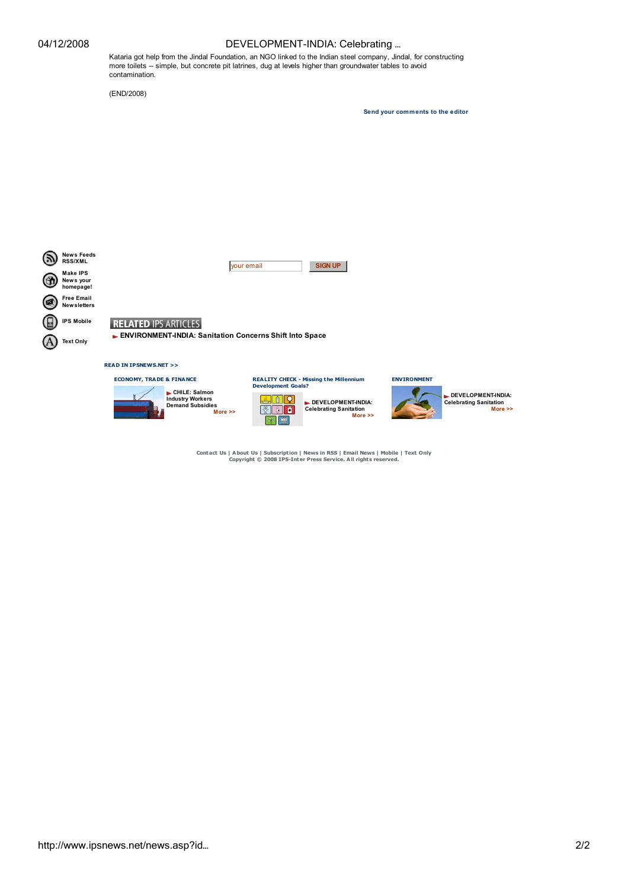Kataria got help from the Jindal Foundation, an NGO linked to the Indian steel company, Jindal, for constructing more toilets -- simple, but concrete pit latrines, dug at levels higher than groundwater tables to avoid contamination.

(END/2008)

Send your comments to the editor

News Feeds RSS/XML

Make IPS News your homepage!

Free Email Newsletters

IPS Mobile

Text Only

your email SIGN UP

**RELATED IPS ARTICLES**

- **ENVIRONMENT-INDIA: Sanitation Concerns Shift Into Space**

READ IN IPSNEWS.NET >>

**ECONOMY, TRADE & FINANCE**

CHILE: Salmon Industry Workers Demand Subsidies
More >>

**REALITY CHECK - Missing the Millennium Development Goals?**

DEVELOPMENT-INDIA: Celebrating Sanitation
More >>

**ENVIRONMENT**

DEVELOPMENT-INDIA: Celebrating Sanitation
More >>

Contact Us | About Us | Subscription | News in RSS | Email News | Mobile | Text Only
Copyright © 2008 IPS-Inter Press Service. All rights reserved.